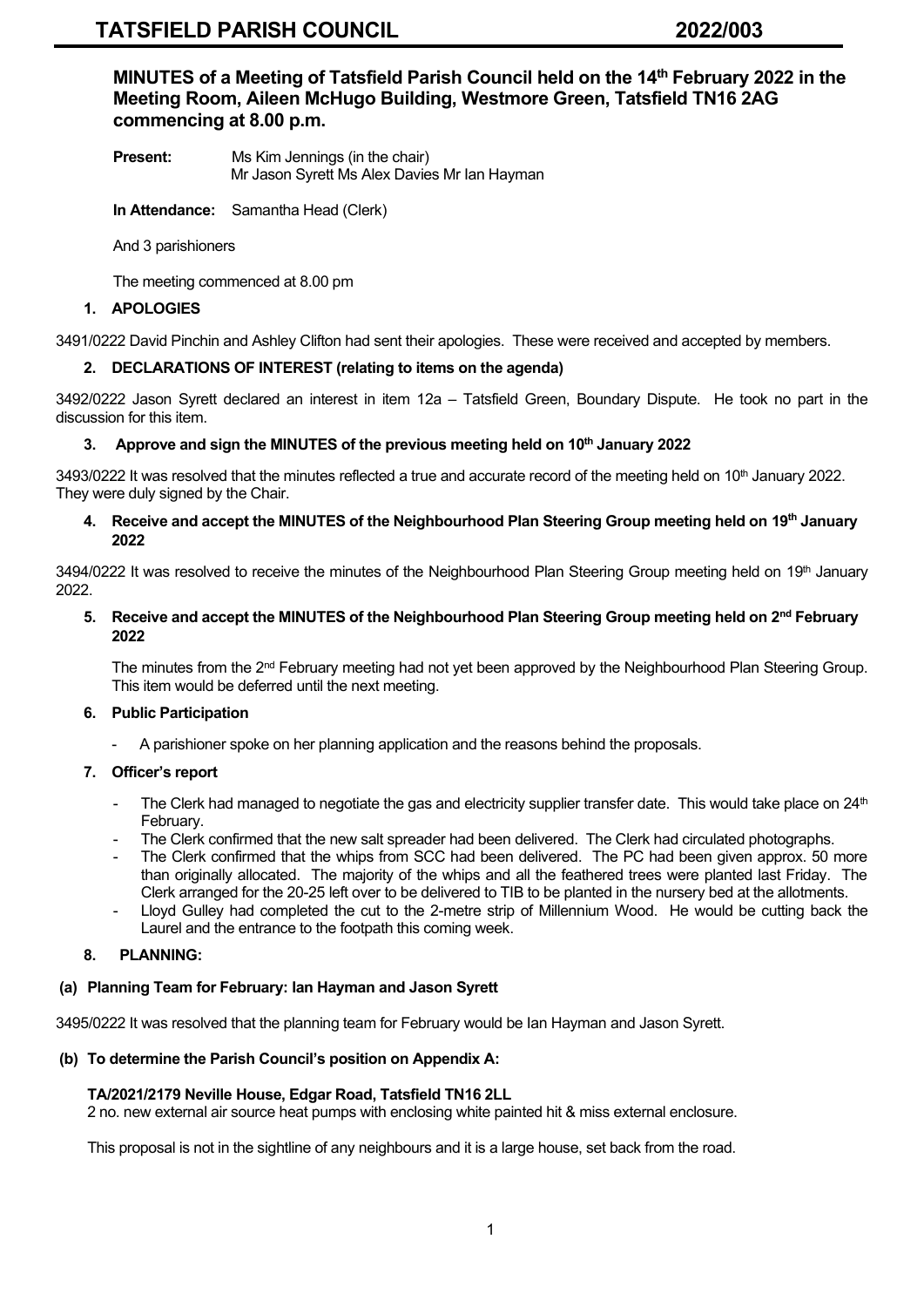# TATSFIELD PARISH COUNCIL 2022/003

## MINUTES of a Meeting of Tatsfield Parish Council held on the 14th February 2022 in the Meeting Room, Aileen McHugo Building, Westmore Green, Tatsfield TN16 2AG commencing at 8.00 p.m.

**Present:** Ms Kim Jennings (in the chair)
Mr Jason Syrett Ms Alex Davies Mr Ian Hayman

**In Attendance:** Samantha Head (Clerk)

And 3 parishioners

The meeting commenced at 8.00 pm

### 1. APOLOGIES

3491/0222 David Pinchin and Ashley Clifton had sent their apologies. These were received and accepted by members.

### 2. DECLARATIONS OF INTEREST (relating to items on the agenda)

3492/0222 Jason Syrett declared an interest in item 12a – Tatsfield Green, Boundary Dispute. He took no part in the discussion for this item.

### 3. Approve and sign the MINUTES of the previous meeting held on 10th January 2022

3493/0222 It was resolved that the minutes reflected a true and accurate record of the meeting held on 10th January 2022. They were duly signed by the Chair.

### 4. Receive and accept the MINUTES of the Neighbourhood Plan Steering Group meeting held on 19th January 2022

3494/0222 It was resolved to receive the minutes of the Neighbourhood Plan Steering Group meeting held on 19th January 2022.

### 5. Receive and accept the MINUTES of the Neighbourhood Plan Steering Group meeting held on 2nd February 2022

The minutes from the 2nd February meeting had not yet been approved by the Neighbourhood Plan Steering Group. This item would be deferred until the next meeting.

### 6. Public Participation

- A parishioner spoke on her planning application and the reasons behind the proposals.

### 7. Officer's report

- The Clerk had managed to negotiate the gas and electricity supplier transfer date. This would take place on 24th February.
- The Clerk confirmed that the new salt spreader had been delivered. The Clerk had circulated photographs.
- The Clerk confirmed that the whips from SCC had been delivered. The PC had been given approx. 50 more than originally allocated. The majority of the whips and all the feathered trees were planted last Friday. The Clerk arranged for the 20-25 left over to be delivered to TIB to be planted in the nursery bed at the allotments.
- Lloyd Gulley had completed the cut to the 2-metre strip of Millennium Wood. He would be cutting back the Laurel and the entrance to the footpath this coming week.

### 8. PLANNING:

**(a) Planning Team for February: Ian Hayman and Jason Syrett**

3495/0222 It was resolved that the planning team for February would be Ian Hayman and Jason Syrett.

**(b) To determine the Parish Council's position on Appendix A:**

**TA/2021/2179 Neville House, Edgar Road, Tatsfield TN16 2LL**
2 no. new external air source heat pumps with enclosing white painted hit & miss external enclosure.

This proposal is not in the sightline of any neighbours and it is a large house, set back from the road.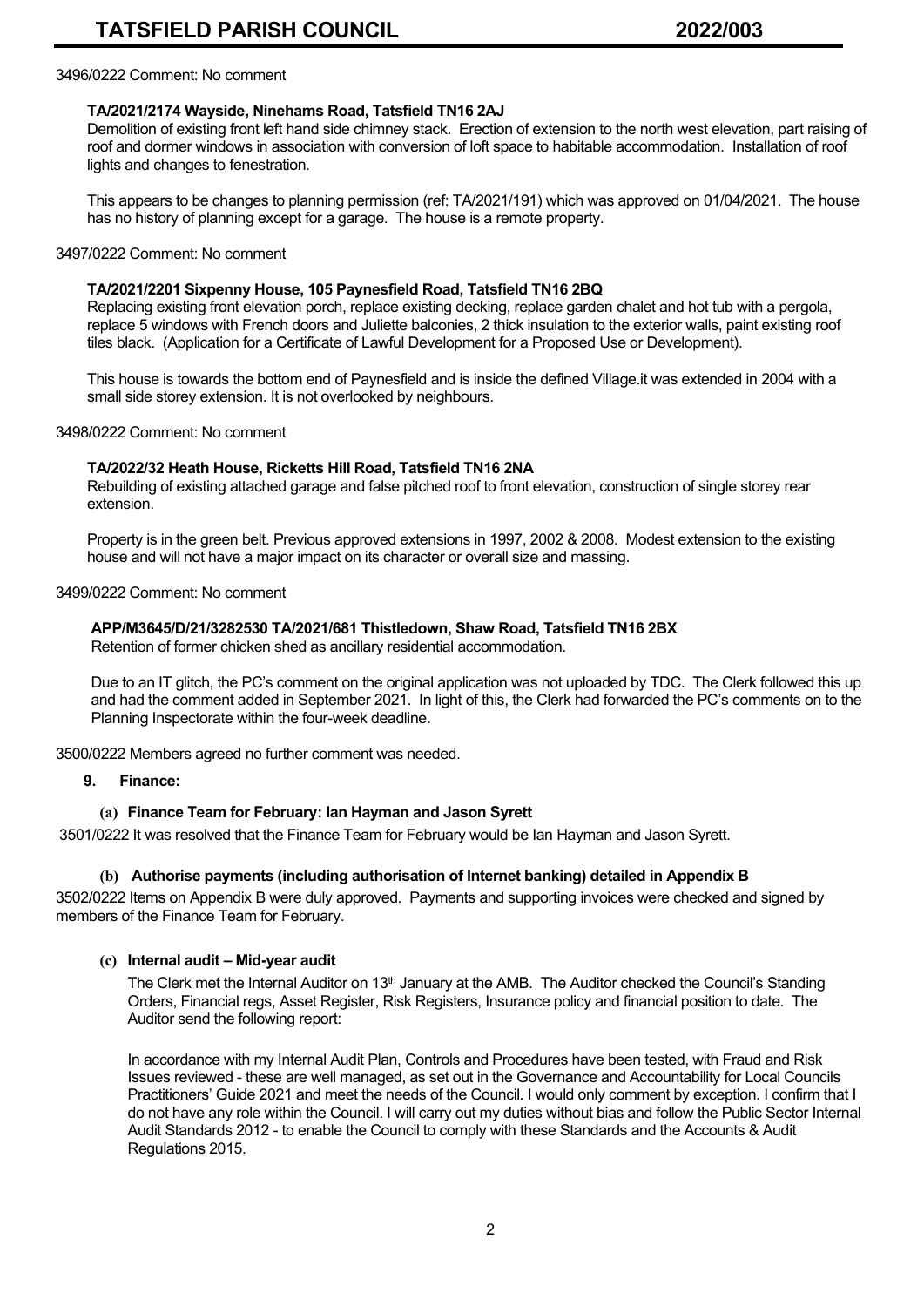3496/0222 Comment: No comment

**TA/2021/2174 Wayside, Ninehams Road, Tatsfield TN16 2AJ**
Demolition of existing front left hand side chimney stack. Erection of extension to the north west elevation, part raising of roof and dormer windows in association with conversion of loft space to habitable accommodation. Installation of roof lights and changes to fenestration.

This appears to be changes to planning permission (ref: TA/2021/191) which was approved on 01/04/2021. The house has no history of planning except for a garage. The house is a remote property.

3497/0222 Comment: No comment

**TA/2021/2201 Sixpenny House, 105 Paynesfield Road, Tatsfield TN16 2BQ**
Replacing existing front elevation porch, replace existing decking, replace garden chalet and hot tub with a pergola, replace 5 windows with French doors and Juliette balconies, 2 thick insulation to the exterior walls, paint existing roof tiles black. (Application for a Certificate of Lawful Development for a Proposed Use or Development).

This house is towards the bottom end of Paynesfield and is inside the defined Village.it was extended in 2004 with a small side storey extension. It is not overlooked by neighbours.

3498/0222 Comment: No comment

**TA/2022/32 Heath House, Ricketts Hill Road, Tatsfield TN16 2NA**
Rebuilding of existing attached garage and false pitched roof to front elevation, construction of single storey rear extension.

Property is in the green belt. Previous approved extensions in 1997, 2002 & 2008. Modest extension to the existing house and will not have a major impact on its character or overall size and massing.

3499/0222 Comment: No comment

**APP/M3645/D/21/3282530 TA/2021/681 Thistledown, Shaw Road, Tatsfield TN16 2BX**
Retention of former chicken shed as ancillary residential accommodation.

Due to an IT glitch, the PC's comment on the original application was not uploaded by TDC. The Clerk followed this up and had the comment added in September 2021. In light of this, the Clerk had forwarded the PC's comments on to the Planning Inspectorate within the four-week deadline.

3500/0222 Members agreed no further comment was needed.

**9. Finance:**

**(a) Finance Team for February: Ian Hayman and Jason Syrett**

3501/0222 It was resolved that the Finance Team for February would be Ian Hayman and Jason Syrett.

**(b) Authorise payments (including authorisation of Internet banking) detailed in Appendix B**

3502/0222 Items on Appendix B were duly approved. Payments and supporting invoices were checked and signed by members of the Finance Team for February.

**(c) Internal audit – Mid-year audit**

The Clerk met the Internal Auditor on 13th January at the AMB. The Auditor checked the Council's Standing Orders, Financial regs, Asset Register, Risk Registers, Insurance policy and financial position to date. The Auditor send the following report:

In accordance with my Internal Audit Plan, Controls and Procedures have been tested, with Fraud and Risk Issues reviewed - these are well managed, as set out in the Governance and Accountability for Local Councils Practitioners' Guide 2021 and meet the needs of the Council. I would only comment by exception. I confirm that I do not have any role within the Council. I will carry out my duties without bias and follow the Public Sector Internal Audit Standards 2012 - to enable the Council to comply with these Standards and the Accounts & Audit Regulations 2015.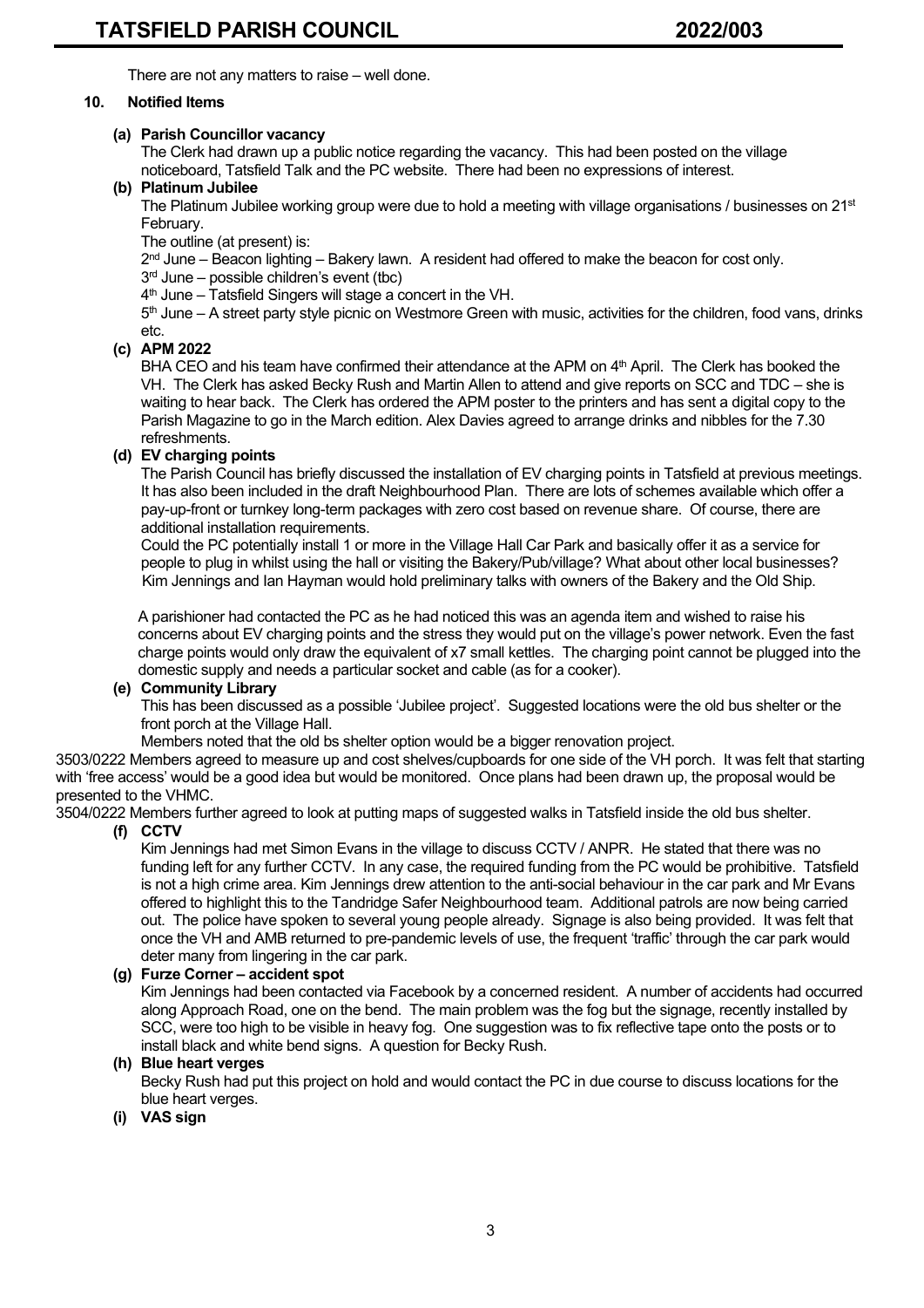There are not any matters to raise – well done.

## 10. Notified Items

### (a) Parish Councillor vacancy

The Clerk had drawn up a public notice regarding the vacancy. This had been posted on the village noticeboard, Tatsfield Talk and the PC website. There had been no expressions of interest.

### (b) Platinum Jubilee

The Platinum Jubilee working group were due to hold a meeting with village organisations / businesses on 21st February.

The outline (at present) is:

2nd June – Beacon lighting – Bakery lawn. A resident had offered to make the beacon for cost only.
3rd June – possible children's event (tbc)
4th June – Tatsfield Singers will stage a concert in the VH.
5th June – A street party style picnic on Westmore Green with music, activities for the children, food vans, drinks etc.

### (c) APM 2022

BHA CEO and his team have confirmed their attendance at the APM on 4th April. The Clerk has booked the VH. The Clerk has asked Becky Rush and Martin Allen to attend and give reports on SCC and TDC – she is waiting to hear back. The Clerk has ordered the APM poster to the printers and has sent a digital copy to the Parish Magazine to go in the March edition. Alex Davies agreed to arrange drinks and nibbles for the 7.30 refreshments.

### (d) EV charging points

The Parish Council has briefly discussed the installation of EV charging points in Tatsfield at previous meetings. It has also been included in the draft Neighbourhood Plan. There are lots of schemes available which offer a pay-up-front or turnkey long-term packages with zero cost based on revenue share. Of course, there are additional installation requirements.

Could the PC potentially install 1 or more in the Village Hall Car Park and basically offer it as a service for people to plug in whilst using the hall or visiting the Bakery/Pub/village? What about other local businesses? Kim Jennings and Ian Hayman would hold preliminary talks with owners of the Bakery and the Old Ship.

A parishioner had contacted the PC as he had noticed this was an agenda item and wished to raise his concerns about EV charging points and the stress they would put on the village's power network. Even the fast charge points would only draw the equivalent of x7 small kettles. The charging point cannot be plugged into the domestic supply and needs a particular socket and cable (as for a cooker).

### (e) Community Library

This has been discussed as a possible 'Jubilee project'. Suggested locations were the old bus shelter or the front porch at the Village Hall.

Members noted that the old bs shelter option would be a bigger renovation project.

3503/0222 Members agreed to measure up and cost shelves/cupboards for one side of the VH porch. It was felt that starting with 'free access' would be a good idea but would be monitored. Once plans had been drawn up, the proposal would be presented to the VHMC.

3504/0222 Members further agreed to look at putting maps of suggested walks in Tatsfield inside the old bus shelter.

### (f) CCTV

Kim Jennings had met Simon Evans in the village to discuss CCTV / ANPR. He stated that there was no funding left for any further CCTV. In any case, the required funding from the PC would be prohibitive. Tatsfield is not a high crime area. Kim Jennings drew attention to the anti-social behaviour in the car park and Mr Evans offered to highlight this to the Tandridge Safer Neighbourhood team. Additional patrols are now being carried out. The police have spoken to several young people already. Signage is also being provided. It was felt that once the VH and AMB returned to pre-pandemic levels of use, the frequent 'traffic' through the car park would deter many from lingering in the car park.

### (g) Furze Corner – accident spot

Kim Jennings had been contacted via Facebook by a concerned resident. A number of accidents had occurred along Approach Road, one on the bend. The main problem was the fog but the signage, recently installed by SCC, were too high to be visible in heavy fog. One suggestion was to fix reflective tape onto the posts or to install black and white bend signs. A question for Becky Rush.

### (h) Blue heart verges

Becky Rush had put this project on hold and would contact the PC in due course to discuss locations for the blue heart verges.

### (i) VAS sign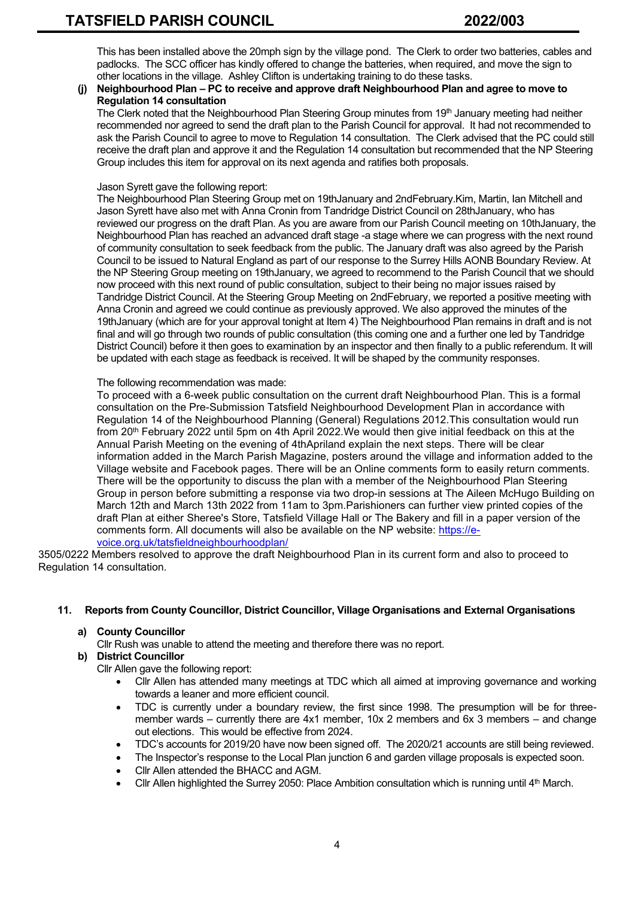This has been installed above the 20mph sign by the village pond. The Clerk to order two batteries, cables and padlocks. The SCC officer has kindly offered to change the batteries, when required, and move the sign to other locations in the village. Ashley Clifton is undertaking training to do these tasks.

**(j) Neighbourhood Plan – PC to receive and approve draft Neighbourhood Plan and agree to move to Regulation 14 consultation**

The Clerk noted that the Neighbourhood Plan Steering Group minutes from 19th January meeting had neither recommended nor agreed to send the draft plan to the Parish Council for approval. It had not recommended to ask the Parish Council to agree to move to Regulation 14 consultation. The Clerk advised that the PC could still receive the draft plan and approve it and the Regulation 14 consultation but recommended that the NP Steering Group includes this item for approval on its next agenda and ratifies both proposals.

Jason Syrett gave the following report:

The Neighbourhood Plan Steering Group met on 19thJanuary and 2ndFebruary.Kim, Martin, Ian Mitchell and Jason Syrett have also met with Anna Cronin from Tandridge District Council on 28thJanuary, who has reviewed our progress on the draft Plan. As you are aware from our Parish Council meeting on 10thJanuary, the Neighbourhood Plan has reached an advanced draft stage -a stage where we can progress with the next round of community consultation to seek feedback from the public. The January draft was also agreed by the Parish Council to be issued to Natural England as part of our response to the Surrey Hills AONB Boundary Review. At the NP Steering Group meeting on 19thJanuary, we agreed to recommend to the Parish Council that we should now proceed with this next round of public consultation, subject to their being no major issues raised by Tandridge District Council. At the Steering Group Meeting on 2ndFebruary, we reported a positive meeting with Anna Cronin and agreed we could continue as previously approved. We also approved the minutes of the 19thJanuary (which are for your approval tonight at Item 4) The Neighbourhood Plan remains in draft and is not final and will go through two rounds of public consultation (this coming one and a further one led by Tandridge District Council) before it then goes to examination by an inspector and then finally to a public referendum. It will be updated with each stage as feedback is received. It will be shaped by the community responses.

The following recommendation was made:

To proceed with a 6-week public consultation on the current draft Neighbourhood Plan. This is a formal consultation on the Pre-Submission Tatsfield Neighbourhood Development Plan in accordance with Regulation 14 of the Neighbourhood Planning (General) Regulations 2012.This consultation would run from 20th February 2022 until 5pm on 4th April 2022.We would then give initial feedback on this at the Annual Parish Meeting on the evening of 4thApriland explain the next steps. There will be clear information added in the March Parish Magazine, posters around the village and information added to the Village website and Facebook pages. There will be an Online comments form to easily return comments. There will be the opportunity to discuss the plan with a member of the Neighbourhood Plan Steering Group in person before submitting a response via two drop-in sessions at The Aileen McHugo Building on March 12th and March 13th 2022 from 11am to 3pm.Parishioners can further view printed copies of the draft Plan at either Sheree's Store, Tatsfield Village Hall or The Bakery and fill in a paper version of the comments form. All documents will also be available on the NP website: https://e-voice.org.uk/tatsfieldneighbourhoodplan/

3505/0222 Members resolved to approve the draft Neighbourhood Plan in its current form and also to proceed to Regulation 14 consultation.

**11. Reports from County Councillor, District Councillor, Village Organisations and External Organisations**

**a) County Councillor**

Cllr Rush was unable to attend the meeting and therefore there was no report.

**b) District Councillor**

Cllr Allen gave the following report:

- Cllr Allen has attended many meetings at TDC which all aimed at improving governance and working towards a leaner and more efficient council.
- TDC is currently under a boundary review, the first since 1998. The presumption will be for three-member wards – currently there are 4x1 member, 10x 2 members and 6x 3 members – and change out elections. This would be effective from 2024.
- TDC's accounts for 2019/20 have now been signed off. The 2020/21 accounts are still being reviewed.
- The Inspector's response to the Local Plan junction 6 and garden village proposals is expected soon.
- Cllr Allen attended the BHACC and AGM.
- Cllr Allen highlighted the Surrey 2050: Place Ambition consultation which is running until 4th March.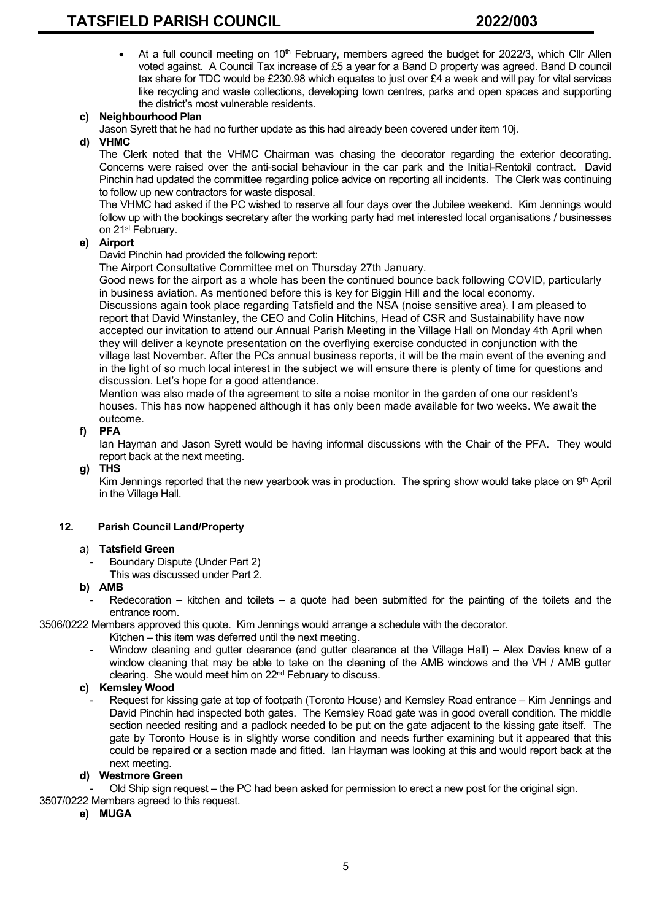- At a full council meeting on 10th February, members agreed the budget for 2022/3, which Cllr Allen voted against. A Council Tax increase of £5 a year for a Band D property was agreed. Band D council tax share for TDC would be £230.98 which equates to just over £4 a week and will pay for vital services like recycling and waste collections, developing town centres, parks and open spaces and supporting the district's most vulnerable residents.

**c) Neighbourhood Plan**

Jason Syrett that he had no further update as this had already been covered under item 10j.

**d) VHMC**

The Clerk noted that the VHMC Chairman was chasing the decorator regarding the exterior decorating. Concerns were raised over the anti-social behaviour in the car park and the Initial-Rentokil contract. David Pinchin had updated the committee regarding police advice on reporting all incidents. The Clerk was continuing to follow up new contractors for waste disposal.

The VHMC had asked if the PC wished to reserve all four days over the Jubilee weekend. Kim Jennings would follow up with the bookings secretary after the working party had met interested local organisations / businesses on 21st February.

**e) Airport**

David Pinchin had provided the following report:

The Airport Consultative Committee met on Thursday 27th January.

Good news for the airport as a whole has been the continued bounce back following COVID, particularly in business aviation. As mentioned before this is key for Biggin Hill and the local economy.

Discussions again took place regarding Tatsfield and the NSA (noise sensitive area). I am pleased to report that David Winstanley, the CEO and Colin Hitchins, Head of CSR and Sustainability have now accepted our invitation to attend our Annual Parish Meeting in the Village Hall on Monday 4th April when they will deliver a keynote presentation on the overflying exercise conducted in conjunction with the village last November. After the PCs annual business reports, it will be the main event of the evening and in the light of so much local interest in the subject we will ensure there is plenty of time for questions and discussion. Let's hope for a good attendance.

Mention was also made of the agreement to site a noise monitor in the garden of one our resident's houses. This has now happened although it has only been made available for two weeks. We await the outcome.

**f) PFA**

Ian Hayman and Jason Syrett would be having informal discussions with the Chair of the PFA. They would report back at the next meeting.

**g) THS**

Kim Jennings reported that the new yearbook was in production. The spring show would take place on 9th April in the Village Hall.

## 12. Parish Council Land/Property

a) **Tatsfield Green**

- Boundary Dispute (Under Part 2)
  This was discussed under Part 2.

**b) AMB**

- Redecoration – kitchen and toilets – a quote had been submitted for the painting of the toilets and the entrance room.

3506/0222 Members approved this quote. Kim Jennings would arrange a schedule with the decorator.

Kitchen – this item was deferred until the next meeting.

- Window cleaning and gutter clearance (and gutter clearance at the Village Hall) – Alex Davies knew of a window cleaning that may be able to take on the cleaning of the AMB windows and the VH / AMB gutter clearing. She would meet him on 22nd February to discuss.

**c) Kemsley Wood**

- Request for kissing gate at top of footpath (Toronto House) and Kemsley Road entrance – Kim Jennings and David Pinchin had inspected both gates. The Kemsley Road gate was in good overall condition. The middle section needed resiting and a padlock needed to be put on the gate adjacent to the kissing gate itself. The gate by Toronto House is in slightly worse condition and needs further examining but it appeared that this could be repaired or a section made and fitted. Ian Hayman was looking at this and would report back at the next meeting.

**d) Westmore Green**

- Old Ship sign request – the PC had been asked for permission to erect a new post for the original sign.

3507/0222 Members agreed to this request.

**e) MUGA**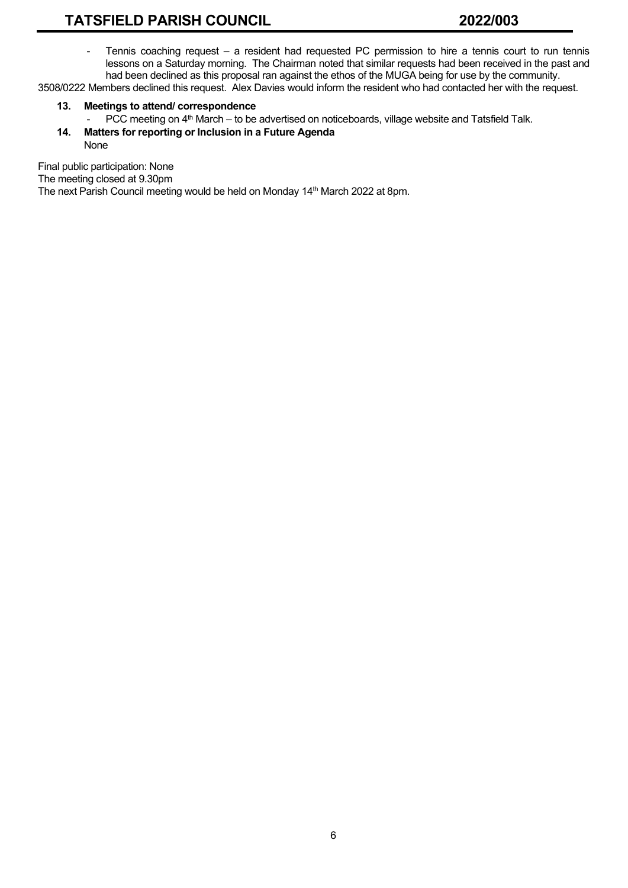- Tennis coaching request – a resident had requested PC permission to hire a tennis court to run tennis lessons on a Saturday morning. The Chairman noted that similar requests had been received in the past and had been declined as this proposal ran against the ethos of the MUGA being for use by the community.

3508/0222 Members declined this request. Alex Davies would inform the resident who had contacted her with the request.

**13. Meetings to attend/ correspondence**

- PCC meeting on 4th March – to be advertised on noticeboards, village website and Tatsfield Talk.

**14. Matters for reporting or Inclusion in a Future Agenda**

None

Final public participation: None

The meeting closed at 9.30pm

The next Parish Council meeting would be held on Monday 14th March 2022 at 8pm.